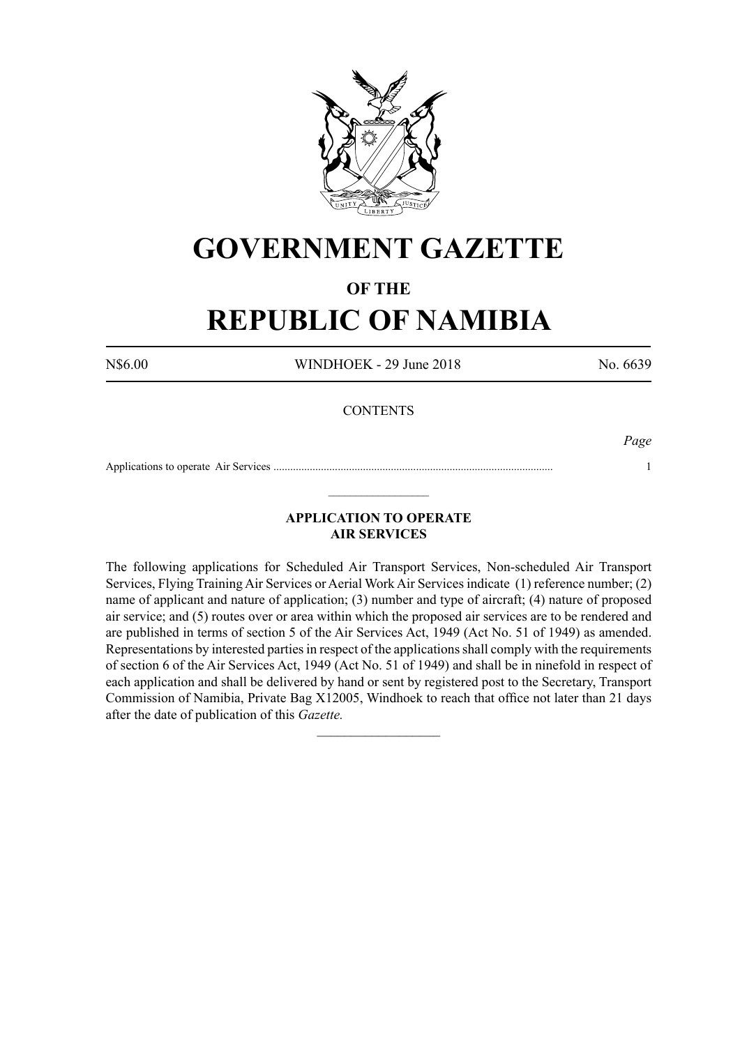# GOVERNMENT GAZETTE

## OF THE

# REPUBLIC OF NAMIBIA

N$6.00 WINDHOEK - 29 June 2018 No. 6639

CONTENTS

*Page*

Applications to operate Air Services .................................................................................................... 1

---

### APPLICATION TO OPERATE AIR SERVICES

The following applications for Scheduled Air Transport Services, Non-scheduled Air Transport Services, Flying Training Air Services or Aerial Work Air Services indicate (1) reference number; (2) name of applicant and nature of application; (3) number and type of aircraft; (4) nature of proposed air service; and (5) routes over or area within which the proposed air services are to be rendered and are published in terms of section 5 of the Air Services Act, 1949 (Act No. 51 of 1949) as amended. Representations by interested parties in respect of the applications shall comply with the requirements of section 6 of the Air Services Act, 1949 (Act No. 51 of 1949) and shall be in ninefold in respect of each application and shall be delivered by hand or sent by registered post to the Secretary, Transport Commission of Namibia, Private Bag X12005, Windhoek to reach that office not later than 21 days after the date of publication of this *Gazette.*

---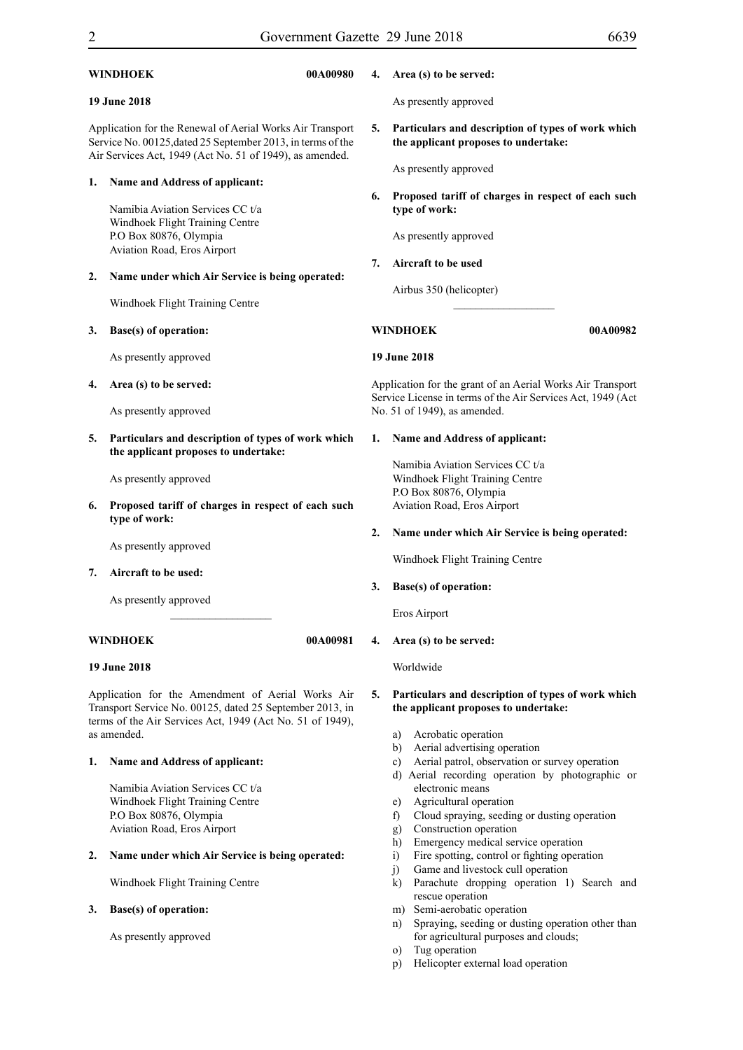**WINDHOEK 00A00980**

**19 June 2018**

Application for the Renewal of Aerial Works Air Transport Service No. 00125,dated 25 September 2013, in terms of the Air Services Act, 1949 (Act No. 51 of 1949), as amended.

**1. Name and Address of applicant:**

Namibia Aviation Services CC t/a
Windhoek Flight Training Centre
P.O Box 80876, Olympia
Aviation Road, Eros Airport

**2. Name under which Air Service is being operated:**

Windhoek Flight Training Centre

**3. Base(s) of operation:**

As presently approved

**4. Area (s) to be served:**

As presently approved

**5. Particulars and description of types of work which the applicant proposes to undertake:**

As presently approved

**6. Proposed tariff of charges in respect of each such type of work:**

As presently approved

**7. Aircraft to be used:**

As presently approved

---

**WINDHOEK 00A00981**

**19 June 2018**

Application for the Amendment of Aerial Works Air Transport Service No. 00125, dated 25 September 2013, in terms of the Air Services Act, 1949 (Act No. 51 of 1949), as amended.

**1. Name and Address of applicant:**

Namibia Aviation Services CC t/a
Windhoek Flight Training Centre
P.O Box 80876, Olympia
Aviation Road, Eros Airport

**2. Name under which Air Service is being operated:**

Windhoek Flight Training Centre

**3. Base(s) of operation:**

As presently approved

**4. Area (s) to be served:**

As presently approved

**5. Particulars and description of types of work which the applicant proposes to undertake:**

As presently approved

**6. Proposed tariff of charges in respect of each such type of work:**

As presently approved

**7. Aircraft to be used**

Airbus 350 (helicopter)

---

**WINDHOEK 00A00982**

**19 June 2018**

Application for the grant of an Aerial Works Air Transport Service License in terms of the Air Services Act, 1949 (Act No. 51 of 1949), as amended.

**1. Name and Address of applicant:**

Namibia Aviation Services CC t/a
Windhoek Flight Training Centre
P.O Box 80876, Olympia
Aviation Road, Eros Airport

**2. Name under which Air Service is being operated:**

Windhoek Flight Training Centre

**3. Base(s) of operation:**

Eros Airport

**4. Area (s) to be served:**

Worldwide

**5. Particulars and description of types of work which the applicant proposes to undertake:**

a) Acrobatic operation
b) Aerial advertising operation
c) Aerial patrol, observation or survey operation
d) Aerial recording operation by photographic or electronic means
e) Agricultural operation
f) Cloud spraying, seeding or dusting operation
g) Construction operation
h) Emergency medical service operation
i) Fire spotting, control or fighting operation
j) Game and livestock cull operation
k) Parachute dropping operation 1) Search and rescue operation
m) Semi-aerobatic operation
n) Spraying, seeding or dusting operation other than for agricultural purposes and clouds;
o) Tug operation
p) Helicopter external load operation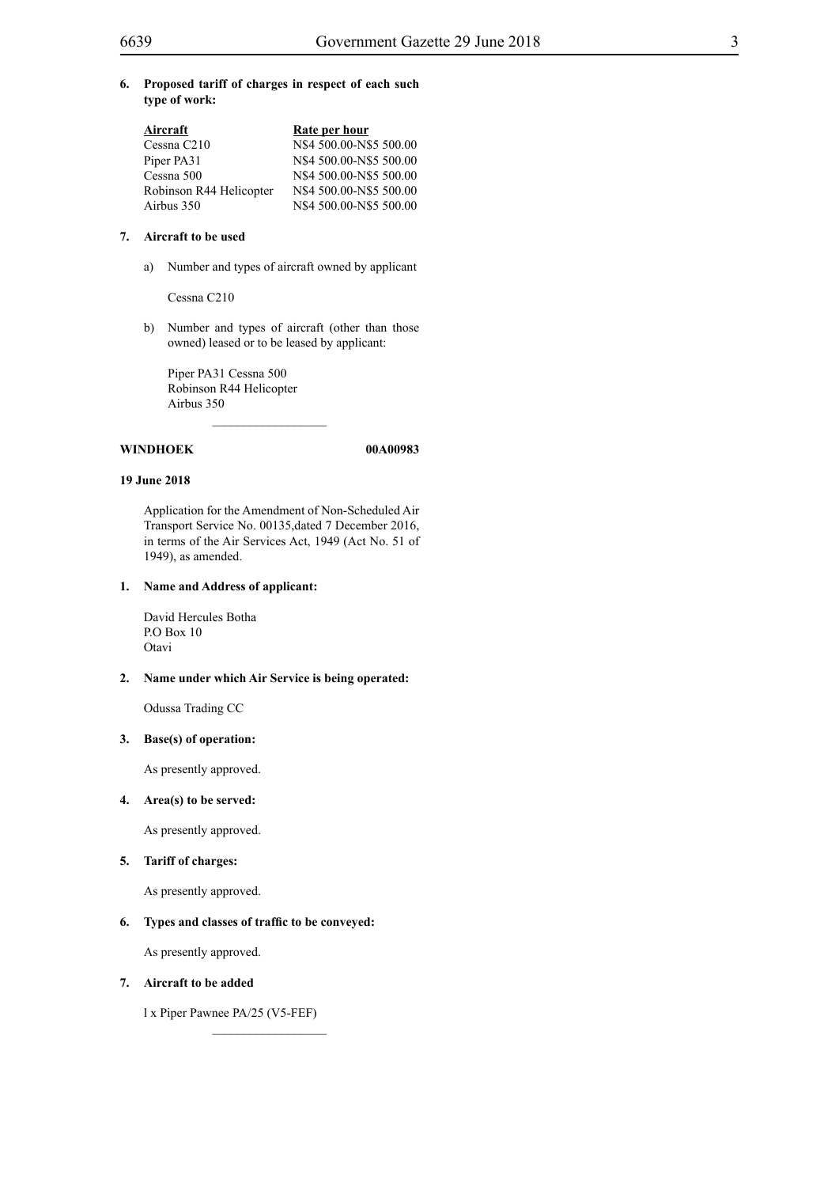**6. Proposed tariff of charges in respect of each such type of work:**

| Aircraft | Rate per hour |
|---|---|
| Cessna C210 | N$4 500.00-N$5 500.00 |
| Piper PA31 | N$4 500.00-N$5 500.00 |
| Cessna 500 | N$4 500.00-N$5 500.00 |
| Robinson R44 Helicopter | N$4 500.00-N$5 500.00 |
| Airbus 350 | N$4 500.00-N$5 500.00 |

**7. Aircraft to be used**

a) Number and types of aircraft owned by applicant

Cessna C210

b) Number and types of aircraft (other than those owned) leased or to be leased by applicant:

Piper PA31 Cessna 500
Robinson R44 Helicopter
Airbus 350

---

**WINDHOEK** **00A00983**

**19 June 2018**

Application for the Amendment of Non-Scheduled Air Transport Service No. 00135,dated 7 December 2016, in terms of the Air Services Act, 1949 (Act No. 51 of 1949), as amended.

**1. Name and Address of applicant:**

David Hercules Botha
P.O Box 10
Otavi

**2. Name under which Air Service is being operated:**

Odussa Trading CC

**3. Base(s) of operation:**

As presently approved.

**4. Area(s) to be served:**

As presently approved.

**5. Tariff of charges:**

As presently approved.

**6. Types and classes of traffic to be conveyed:**

As presently approved.

**7. Aircraft to be added**

l x Piper Pawnee PA/25 (V5-FEF)

---